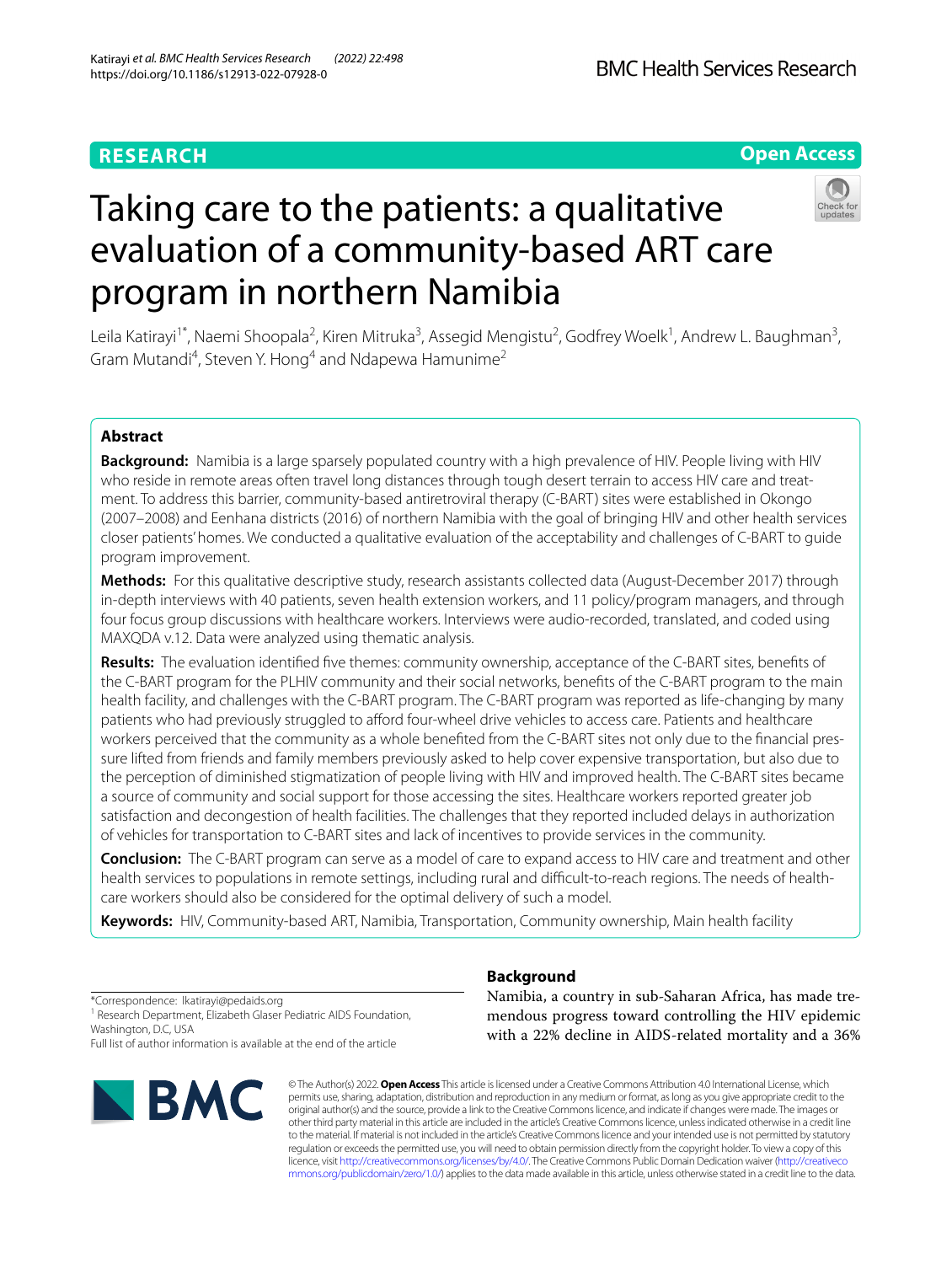RESEARCH

Open Access

# Taking care to the patients: a qualitative evaluation of a community-based ART care program in northern Namibia

Leila Katirayi[1*], Naemi Shoopala[2], Kiren Mitruka[3], Assegid Mengistu[2], Godfrey Woelk[1], Andrew L. Baughman[3], Gram Mutandi[4], Steven Y. Hong[4] and Ndapewa Hamunime[2]

## Abstract

**Background:** Namibia is a large sparsely populated country with a high prevalence of HIV. People living with HIV who reside in remote areas often travel long distances through tough desert terrain to access HIV care and treatment. To address this barrier, community-based antiretroviral therapy (C-BART) sites were established in Okongo (2007–2008) and Eenhana districts (2016) of northern Namibia with the goal of bringing HIV and other health services closer patients' homes. We conducted a qualitative evaluation of the acceptability and challenges of C-BART to guide program improvement.

**Methods:** For this qualitative descriptive study, research assistants collected data (August-December 2017) through in-depth interviews with 40 patients, seven health extension workers, and 11 policy/program managers, and through four focus group discussions with healthcare workers. Interviews were audio-recorded, translated, and coded using MAXQDA v.12. Data were analyzed using thematic analysis.

**Results:** The evaluation identified five themes: community ownership, acceptance of the C-BART sites, benefits of the C-BART program for the PLHIV community and their social networks, benefits of the C-BART program to the main health facility, and challenges with the C-BART program. The C-BART program was reported as life-changing by many patients who had previously struggled to afford four-wheel drive vehicles to access care. Patients and healthcare workers perceived that the community as a whole benefited from the C-BART sites not only due to the financial pressure lifted from friends and family members previously asked to help cover expensive transportation, but also due to the perception of diminished stigmatization of people living with HIV and improved health. The C-BART sites became a source of community and social support for those accessing the sites. Healthcare workers reported greater job satisfaction and decongestion of health facilities. The challenges that they reported included delays in authorization of vehicles for transportation to C-BART sites and lack of incentives to provide services in the community.

**Conclusion:** The C-BART program can serve as a model of care to expand access to HIV care and treatment and other health services to populations in remote settings, including rural and difficult-to-reach regions. The needs of healthcare workers should also be considered for the optimal delivery of such a model.

**Keywords:** HIV, Community-based ART, Namibia, Transportation, Community ownership, Main health facility

*Correspondence: lkatirayi@pedaids.org

[1] Research Department, Elizabeth Glaser Pediatric AIDS Foundation, Washington, D.C, USA

Full list of author information is available at the end of the article

## Background

Namibia, a country in sub-Saharan Africa, has made tremendous progress toward controlling the HIV epidemic with a 22% decline in AIDS-related mortality and a 36%

© The Author(s) 2022. **Open Access** This article is licensed under a Creative Commons Attribution 4.0 International License, which permits use, sharing, adaptation, distribution and reproduction in any medium or format, as long as you give appropriate credit to the original author(s) and the source, provide a link to the Creative Commons licence, and indicate if changes were made. The images or other third party material in this article are included in the article's Creative Commons licence, unless indicated otherwise in a credit line to the material. If material is not included in the article's Creative Commons licence and your intended use is not permitted by statutory regulation or exceeds the permitted use, you will need to obtain permission directly from the copyright holder. To view a copy of this licence, visit http://creativecommons.org/licenses/by/4.0/. The Creative Commons Public Domain Dedication waiver (http://creativecommons.org/publicdomain/zero/1.0/) applies to the data made available in this article, unless otherwise stated in a credit line to the data.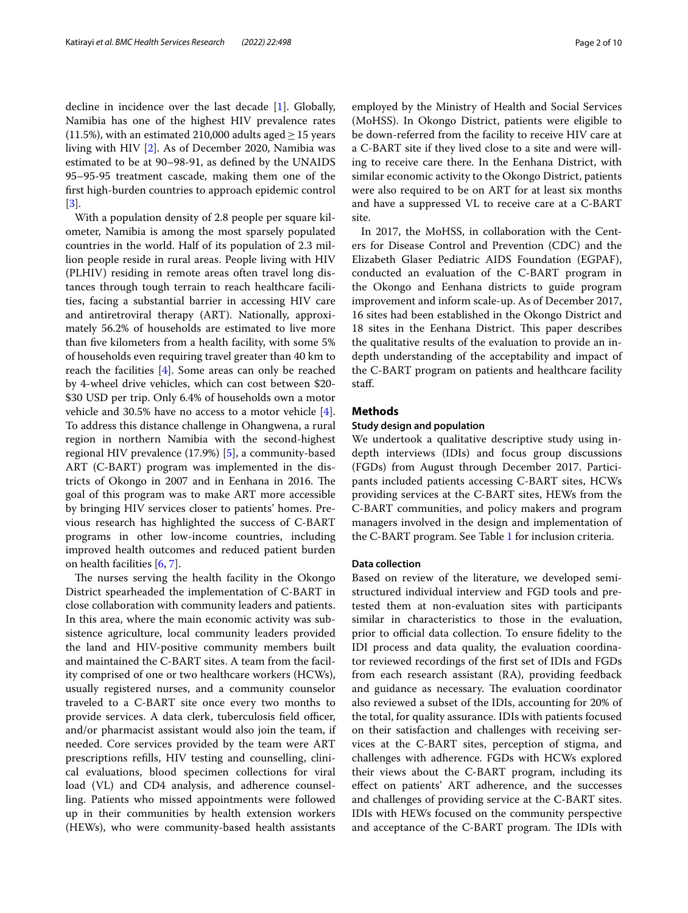decline in incidence over the last decade [1]. Globally, Namibia has one of the highest HIV prevalence rates (11.5%), with an estimated 210,000 adults aged ≥ 15 years living with HIV [2]. As of December 2020, Namibia was estimated to be at 90–98-91, as defined by the UNAIDS 95–95-95 treatment cascade, making them one of the first high-burden countries to approach epidemic control [3].

With a population density of 2.8 people per square kilometer, Namibia is among the most sparsely populated countries in the world. Half of its population of 2.3 million people reside in rural areas. People living with HIV (PLHIV) residing in remote areas often travel long distances through tough terrain to reach healthcare facilities, facing a substantial barrier in accessing HIV care and antiretroviral therapy (ART). Nationally, approximately 56.2% of households are estimated to live more than five kilometers from a health facility, with some 5% of households even requiring travel greater than 40 km to reach the facilities [4]. Some areas can only be reached by 4-wheel drive vehicles, which can cost between $20-$30 USD per trip. Only 6.4% of households own a motor vehicle and 30.5% have no access to a motor vehicle [4]. To address this distance challenge in Ohangwena, a rural region in northern Namibia with the second-highest regional HIV prevalence (17.9%) [5], a community-based ART (C-BART) program was implemented in the districts of Okongo in 2007 and in Eenhana in 2016. The goal of this program was to make ART more accessible by bringing HIV services closer to patients' homes. Previous research has highlighted the success of C-BART programs in other low-income countries, including improved health outcomes and reduced patient burden on health facilities [6, 7].

The nurses serving the health facility in the Okongo District spearheaded the implementation of C-BART in close collaboration with community leaders and patients. In this area, where the main economic activity was subsistence agriculture, local community leaders provided the land and HIV-positive community members built and maintained the C-BART sites. A team from the facility comprised of one or two healthcare workers (HCWs), usually registered nurses, and a community counselor traveled to a C-BART site once every two months to provide services. A data clerk, tuberculosis field officer, and/or pharmacist assistant would also join the team, if needed. Core services provided by the team were ART prescriptions refills, HIV testing and counselling, clinical evaluations, blood specimen collections for viral load (VL) and CD4 analysis, and adherence counselling. Patients who missed appointments were followed up in their communities by health extension workers (HEWs), who were community-based health assistants employed by the Ministry of Health and Social Services (MoHSS). In Okongo District, patients were eligible to be down-referred from the facility to receive HIV care at a C-BART site if they lived close to a site and were willing to receive care there. In the Eenhana District, with similar economic activity to the Okongo District, patients were also required to be on ART for at least six months and have a suppressed VL to receive care at a C-BART site.

In 2017, the MoHSS, in collaboration with the Centers for Disease Control and Prevention (CDC) and the Elizabeth Glaser Pediatric AIDS Foundation (EGPAF), conducted an evaluation of the C-BART program in the Okongo and Eenhana districts to guide program improvement and inform scale-up. As of December 2017, 16 sites had been established in the Okongo District and 18 sites in the Eenhana District. This paper describes the qualitative results of the evaluation to provide an in-depth understanding of the acceptability and impact of the C-BART program on patients and healthcare facility staff.

## Methods

### Study design and population

We undertook a qualitative descriptive study using in-depth interviews (IDIs) and focus group discussions (FGDs) from August through December 2017. Participants included patients accessing C-BART sites, HCWs providing services at the C-BART sites, HEWs from the C-BART communities, and policy makers and program managers involved in the design and implementation of the C-BART program. See Table 1 for inclusion criteria.

### Data collection

Based on review of the literature, we developed semi-structured individual interview and FGD tools and pre-tested them at non-evaluation sites with participants similar in characteristics to those in the evaluation, prior to official data collection. To ensure fidelity to the IDI process and data quality, the evaluation coordinator reviewed recordings of the first set of IDIs and FGDs from each research assistant (RA), providing feedback and guidance as necessary. The evaluation coordinator also reviewed a subset of the IDIs, accounting for 20% of the total, for quality assurance. IDIs with patients focused on their satisfaction and challenges with receiving services at the C-BART sites, perception of stigma, and challenges with adherence. FGDs with HCWs explored their views about the C-BART program, including its effect on patients' ART adherence, and the successes and challenges of providing service at the C-BART sites. IDIs with HEWs focused on the community perspective and acceptance of the C-BART program. The IDIs with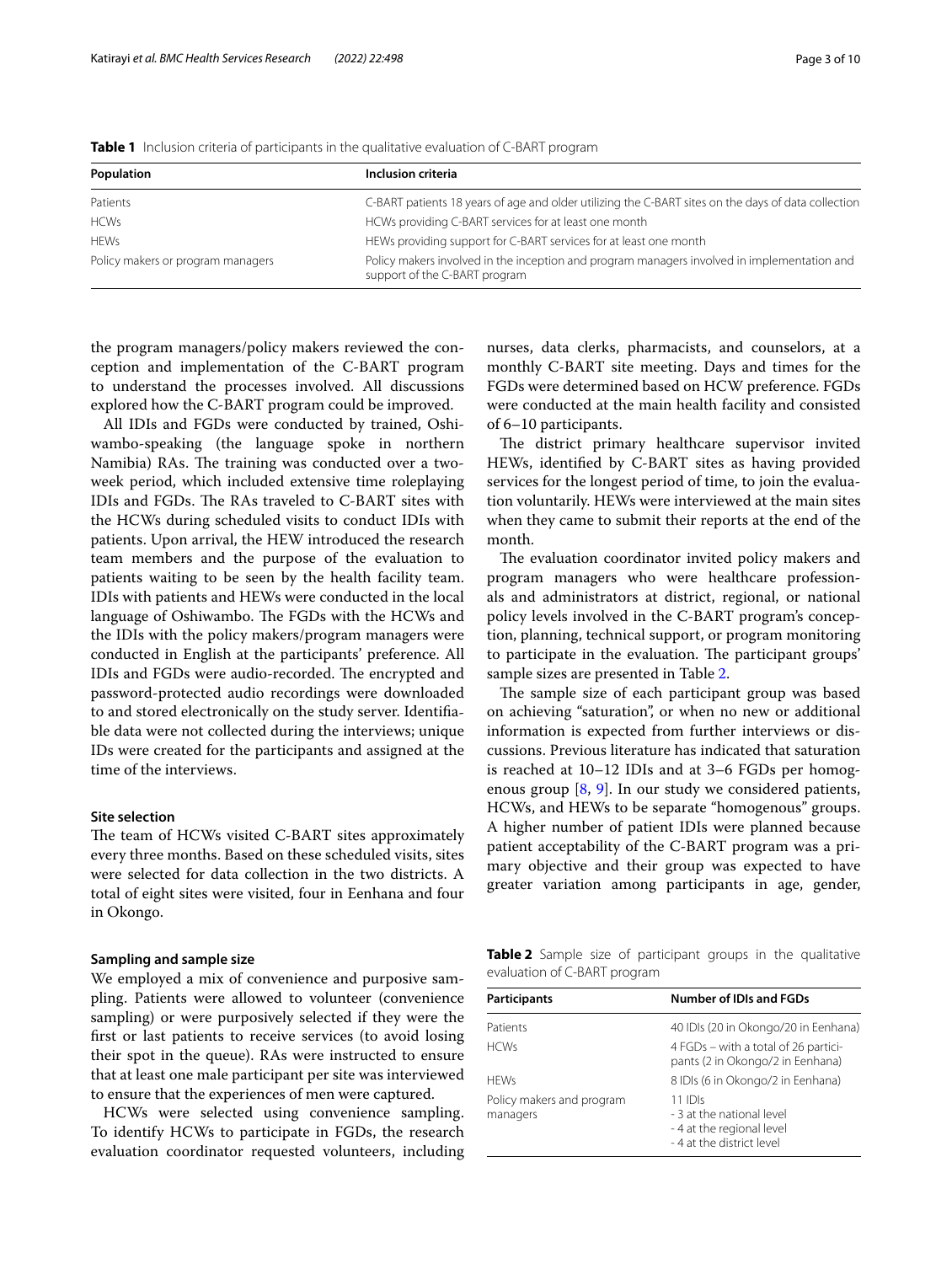**Table 1** Inclusion criteria of participants in the qualitative evaluation of C-BART program

| Population | Inclusion criteria |
|---|---|
| Patients | C-BART patients 18 years of age and older utilizing the C-BART sites on the days of data collection |
| HCWs | HCWs providing C-BART services for at least one month |
| HEWs | HEWs providing support for C-BART services for at least one month |
| Policy makers or program managers | Policy makers involved in the inception and program managers involved in implementation and support of the C-BART program |

the program managers/policy makers reviewed the conception and implementation of the C-BART program to understand the processes involved. All discussions explored how the C-BART program could be improved.

All IDIs and FGDs were conducted by trained, Oshiwambo-speaking (the language spoke in northern Namibia) RAs. The training was conducted over a two-week period, which included extensive time roleplaying IDIs and FGDs. The RAs traveled to C-BART sites with the HCWs during scheduled visits to conduct IDIs with patients. Upon arrival, the HEW introduced the research team members and the purpose of the evaluation to patients waiting to be seen by the health facility team. IDIs with patients and HEWs were conducted in the local language of Oshiwambo. The FGDs with the HCWs and the IDIs with the policy makers/program managers were conducted in English at the participants' preference. All IDIs and FGDs were audio-recorded. The encrypted and password-protected audio recordings were downloaded to and stored electronically on the study server. Identifiable data were not collected during the interviews; unique IDs were created for the participants and assigned at the time of the interviews.

### Site selection

The team of HCWs visited C-BART sites approximately every three months. Based on these scheduled visits, sites were selected for data collection in the two districts. A total of eight sites were visited, four in Eenhana and four in Okongo.

### Sampling and sample size

We employed a mix of convenience and purposive sampling. Patients were allowed to volunteer (convenience sampling) or were purposively selected if they were the first or last patients to receive services (to avoid losing their spot in the queue). RAs were instructed to ensure that at least one male participant per site was interviewed to ensure that the experiences of men were captured.

HCWs were selected using convenience sampling. To identify HCWs to participate in FGDs, the research evaluation coordinator requested volunteers, including nurses, data clerks, pharmacists, and counselors, at a monthly C-BART site meeting. Days and times for the FGDs were determined based on HCW preference. FGDs were conducted at the main health facility and consisted of 6–10 participants.

The district primary healthcare supervisor invited HEWs, identified by C-BART sites as having provided services for the longest period of time, to join the evaluation voluntarily. HEWs were interviewed at the main sites when they came to submit their reports at the end of the month.

The evaluation coordinator invited policy makers and program managers who were healthcare professionals and administrators at district, regional, or national policy levels involved in the C-BART program's conception, planning, technical support, or program monitoring to participate in the evaluation. The participant groups' sample sizes are presented in Table 2.

The sample size of each participant group was based on achieving "saturation", or when no new or additional information is expected from further interviews or discussions. Previous literature has indicated that saturation is reached at 10–12 IDIs and at 3–6 FGDs per homogenous group [8, 9]. In our study we considered patients, HCWs, and HEWs to be separate "homogenous" groups. A higher number of patient IDIs were planned because patient acceptability of the C-BART program was a primary objective and their group was expected to have greater variation among participants in age, gender,

**Table 2** Sample size of participant groups in the qualitative evaluation of C-BART program

| Participants | Number of IDIs and FGDs |
|---|---|
| Patients | 40 IDIs (20 in Okongo/20 in Eenhana) |
| HCWs | 4 FGDs – with a total of 26 participants (2 in Okongo/2 in Eenhana) |
| HEWs | 8 IDIs (6 in Okongo/2 in Eenhana) |
| Policy makers and program managers | 11 IDIs<br>- 3 at the national level<br>- 4 at the regional level<br>- 4 at the district level |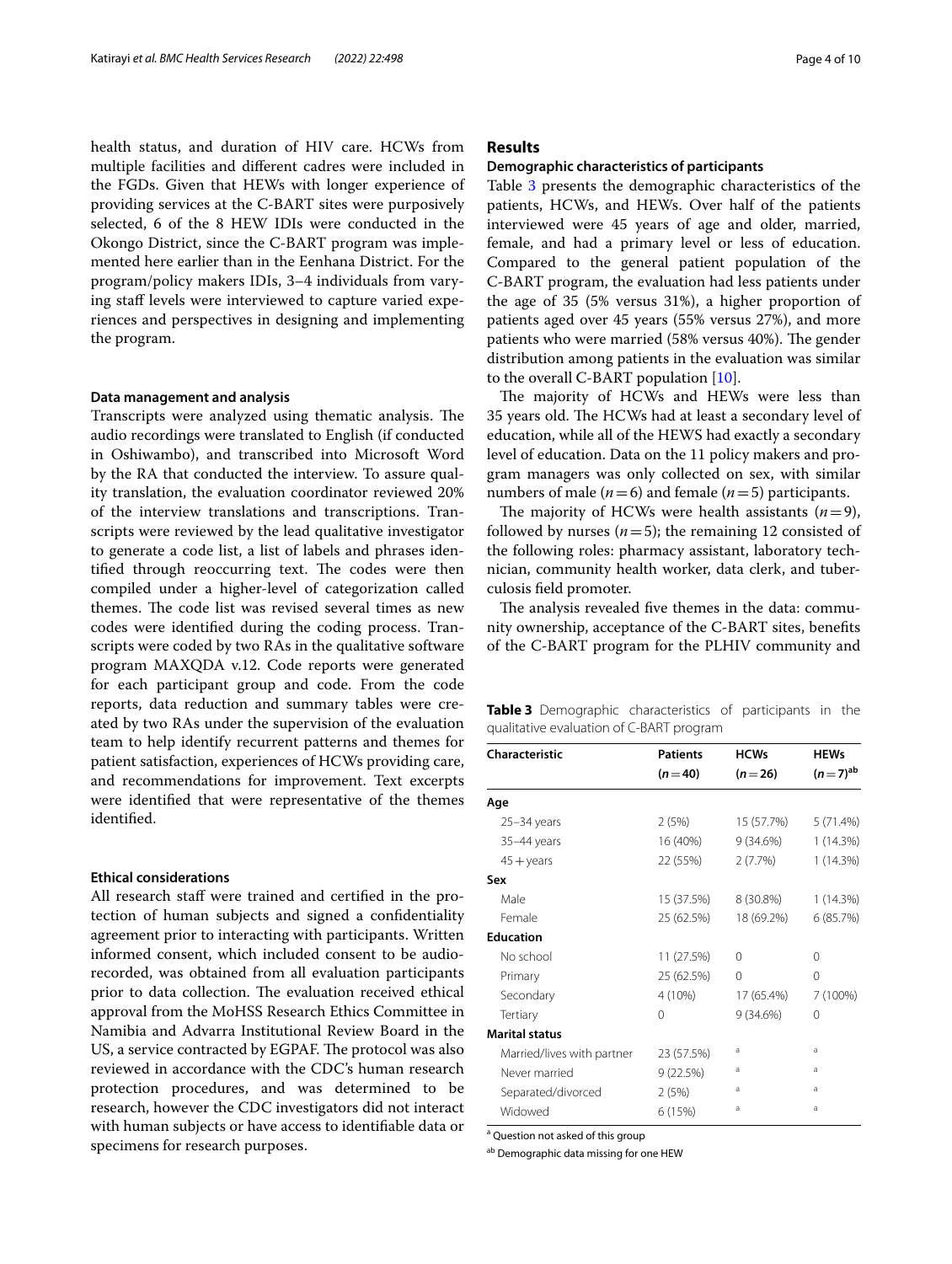health status, and duration of HIV care. HCWs from multiple facilities and different cadres were included in the FGDs. Given that HEWs with longer experience of providing services at the C-BART sites were purposively selected, 6 of the 8 HEW IDIs were conducted in the Okongo District, since the C-BART program was implemented here earlier than in the Eenhana District. For the program/policy makers IDIs, 3–4 individuals from varying staff levels were interviewed to capture varied experiences and perspectives in designing and implementing the program.

### Data management and analysis

Transcripts were analyzed using thematic analysis. The audio recordings were translated to English (if conducted in Oshiwambo), and transcribed into Microsoft Word by the RA that conducted the interview. To assure quality translation, the evaluation coordinator reviewed 20% of the interview translations and transcriptions. Transcripts were reviewed by the lead qualitative investigator to generate a code list, a list of labels and phrases identified through reoccurring text. The codes were then compiled under a higher-level of categorization called themes. The code list was revised several times as new codes were identified during the coding process. Transcripts were coded by two RAs in the qualitative software program MAXQDA v.12. Code reports were generated for each participant group and code. From the code reports, data reduction and summary tables were created by two RAs under the supervision of the evaluation team to help identify recurrent patterns and themes for patient satisfaction, experiences of HCWs providing care, and recommendations for improvement. Text excerpts were identified that were representative of the themes identified.

### Ethical considerations

All research staff were trained and certified in the protection of human subjects and signed a confidentiality agreement prior to interacting with participants. Written informed consent, which included consent to be audio-recorded, was obtained from all evaluation participants prior to data collection. The evaluation received ethical approval from the MoHSS Research Ethics Committee in Namibia and Advarra Institutional Review Board in the US, a service contracted by EGPAF. The protocol was also reviewed in accordance with the CDC's human research protection procedures, and was determined to be research, however the CDC investigators did not interact with human subjects or have access to identifiable data or specimens for research purposes.

## Results

### Demographic characteristics of participants

Table 3 presents the demographic characteristics of the patients, HCWs, and HEWs. Over half of the patients interviewed were 45 years of age and older, married, female, and had a primary level or less of education. Compared to the general patient population of the C-BART program, the evaluation had less patients under the age of 35 (5% versus 31%), a higher proportion of patients aged over 45 years (55% versus 27%), and more patients who were married (58% versus 40%). The gender distribution among patients in the evaluation was similar to the overall C-BART population [10].

The majority of HCWs and HEWs were less than 35 years old. The HCWs had at least a secondary level of education, while all of the HEWS had exactly a secondary level of education. Data on the 11 policy makers and program managers was only collected on sex, with similar numbers of male ($n=6$) and female ($n=5$) participants.

The majority of HCWs were health assistants ($n=9$), followed by nurses ($n=5$); the remaining 12 consisted of the following roles: pharmacy assistant, laboratory technician, community health worker, data clerk, and tuberculosis field promoter.

The analysis revealed five themes in the data: community ownership, acceptance of the C-BART sites, benefits of the C-BART program for the PLHIV community and

**Table 3** Demographic characteristics of participants in the qualitative evaluation of C-BART program

| Characteristic | Patients ($n=40$) | HCWs ($n=26$) | HEWs ($n=7$)[ab] |
|---|---|---|---|
| **Age** | | | |
| 25–34 years | 2 (5%) | 15 (57.7%) | 5 (71.4%) |
| 35–44 years | 16 (40%) | 9 (34.6%) | 1 (14.3%) |
| 45 + years | 22 (55%) | 2 (7.7%) | 1 (14.3%) |
| **Sex** | | | |
| Male | 15 (37.5%) | 8 (30.8%) | 1 (14.3%) |
| Female | 25 (62.5%) | 18 (69.2%) | 6 (85.7%) |
| **Education** | | | |
| No school | 11 (27.5%) | 0 | 0 |
| Primary | 25 (62.5%) | 0 | 0 |
| Secondary | 4 (10%) | 17 (65.4%) | 7 (100%) |
| Tertiary | 0 | 9 (34.6%) | 0 |
| **Marital status** | | | |
| Married/lives with partner | 23 (57.5%) | a | a |
| Never married | 9 (22.5%) | a | a |
| Separated/divorced | 2 (5%) | a | a |
| Widowed | 6 (15%) | a | a |

[a] Question not asked of this group

[ab] Demographic data missing for one HEW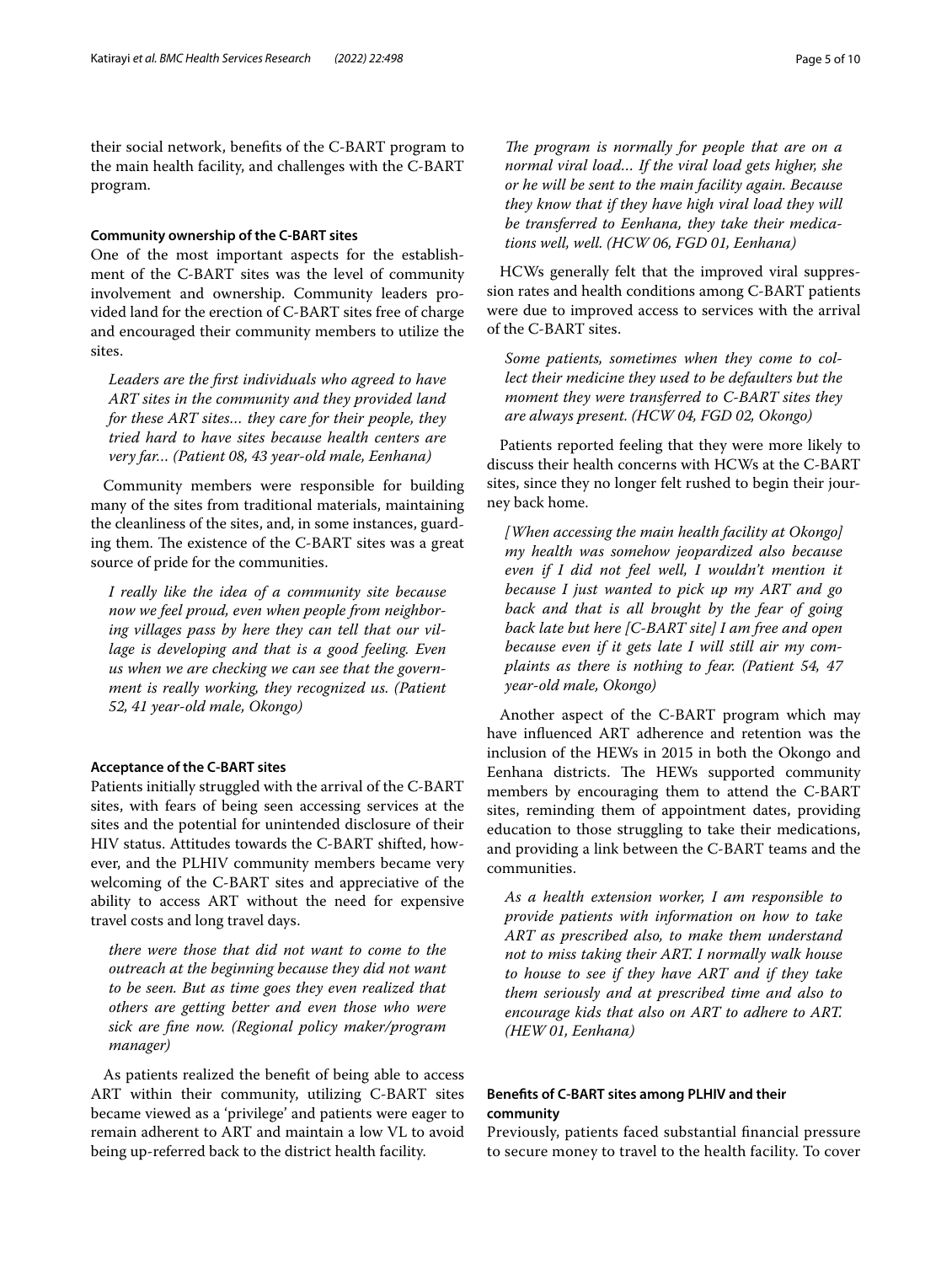their social network, benefits of the C-BART program to the main health facility, and challenges with the C-BART program.

#### Community ownership of the C-BART sites

One of the most important aspects for the establishment of the C-BART sites was the level of community involvement and ownership. Community leaders provided land for the erection of C-BART sites free of charge and encouraged their community members to utilize the sites.

> *Leaders are the first individuals who agreed to have ART sites in the community and they provided land for these ART sites… they care for their people, they tried hard to have sites because health centers are very far… (Patient 08, 43 year-old male, Eenhana)*

Community members were responsible for building many of the sites from traditional materials, maintaining the cleanliness of the sites, and, in some instances, guarding them. The existence of the C-BART sites was a great source of pride for the communities.

> *I really like the idea of a community site because now we feel proud, even when people from neighboring villages pass by here they can tell that our village is developing and that is a good feeling. Even us when we are checking we can see that the government is really working, they recognized us. (Patient 52, 41 year-old male, Okongo)*

#### Acceptance of the C-BART sites

Patients initially struggled with the arrival of the C-BART sites, with fears of being seen accessing services at the sites and the potential for unintended disclosure of their HIV status. Attitudes towards the C-BART shifted, however, and the PLHIV community members became very welcoming of the C-BART sites and appreciative of the ability to access ART without the need for expensive travel costs and long travel days.

> *there were those that did not want to come to the outreach at the beginning because they did not want to be seen. But as time goes they even realized that others are getting better and even those who were sick are fine now. (Regional policy maker/program manager)*

As patients realized the benefit of being able to access ART within their community, utilizing C-BART sites became viewed as a 'privilege' and patients were eager to remain adherent to ART and maintain a low VL to avoid being up-referred back to the district health facility.

> *The program is normally for people that are on a normal viral load… If the viral load gets higher, she or he will be sent to the main facility again. Because they know that if they have high viral load they will be transferred to Eenhana, they take their medications well, well. (HCW 06, FGD 01, Eenhana)*

HCWs generally felt that the improved viral suppression rates and health conditions among C-BART patients were due to improved access to services with the arrival of the C-BART sites.

> *Some patients, sometimes when they come to collect their medicine they used to be defaulters but the moment they were transferred to C-BART sites they are always present. (HCW 04, FGD 02, Okongo)*

Patients reported feeling that they were more likely to discuss their health concerns with HCWs at the C-BART sites, since they no longer felt rushed to begin their journey back home.

> *[When accessing the main health facility at Okongo] my health was somehow jeopardized also because even if I did not feel well, I wouldn't mention it because I just wanted to pick up my ART and go back and that is all brought by the fear of going back late but here [C-BART site] I am free and open because even if it gets late I will still air my complaints as there is nothing to fear. (Patient 54, 47 year-old male, Okongo)*

Another aspect of the C-BART program which may have influenced ART adherence and retention was the inclusion of the HEWs in 2015 in both the Okongo and Eenhana districts. The HEWs supported community members by encouraging them to attend the C-BART sites, reminding them of appointment dates, providing education to those struggling to take their medications, and providing a link between the C-BART teams and the communities.

> *As a health extension worker, I am responsible to provide patients with information on how to take ART as prescribed also, to make them understand not to miss taking their ART. I normally walk house to house to see if they have ART and if they take them seriously and at prescribed time and also to encourage kids that also on ART to adhere to ART. (HEW 01, Eenhana)*

#### Benefits of C-BART sites among PLHIV and their community

Previously, patients faced substantial financial pressure to secure money to travel to the health facility. To cover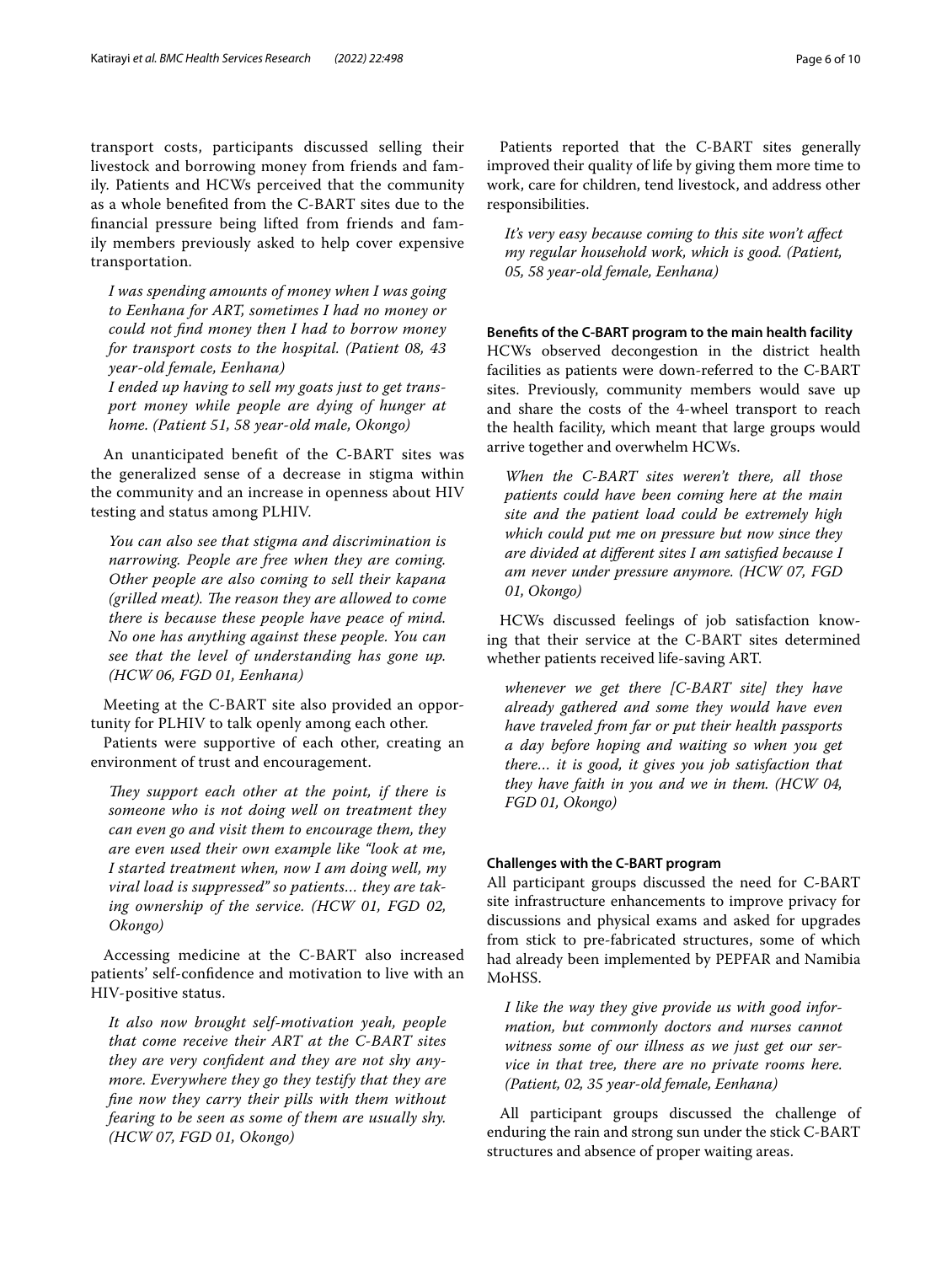transport costs, participants discussed selling their livestock and borrowing money from friends and family. Patients and HCWs perceived that the community as a whole benefited from the C-BART sites due to the financial pressure being lifted from friends and family members previously asked to help cover expensive transportation.

> *I was spending amounts of money when I was going to Eenhana for ART, sometimes I had no money or could not find money then I had to borrow money for transport costs to the hospital. (Patient 08, 43 year-old female, Eenhana)*
>
> *I ended up having to sell my goats just to get transport money while people are dying of hunger at home. (Patient 51, 58 year-old male, Okongo)*

An unanticipated benefit of the C-BART sites was the generalized sense of a decrease in stigma within the community and an increase in openness about HIV testing and status among PLHIV.

> *You can also see that stigma and discrimination is narrowing. People are free when they are coming. Other people are also coming to sell their kapana (grilled meat). The reason they are allowed to come there is because these people have peace of mind. No one has anything against these people. You can see that the level of understanding has gone up. (HCW 06, FGD 01, Eenhana)*

Meeting at the C-BART site also provided an opportunity for PLHIV to talk openly among each other.

Patients were supportive of each other, creating an environment of trust and encouragement.

> *They support each other at the point, if there is someone who is not doing well on treatment they can even go and visit them to encourage them, they are even used their own example like "look at me, I started treatment when, now I am doing well, my viral load is suppressed" so patients… they are taking ownership of the service. (HCW 01, FGD 02, Okongo)*

Accessing medicine at the C-BART also increased patients' self-confidence and motivation to live with an HIV-positive status.

> *It also now brought self-motivation yeah, people that come receive their ART at the C-BART sites they are very confident and they are not shy anymore. Everywhere they go they testify that they are fine now they carry their pills with them without fearing to be seen as some of them are usually shy. (HCW 07, FGD 01, Okongo)*

Patients reported that the C-BART sites generally improved their quality of life by giving them more time to work, care for children, tend livestock, and address other responsibilities.

> *It's very easy because coming to this site won't affect my regular household work, which is good. (Patient, 05, 58 year-old female, Eenhana)*

#### Benefits of the C-BART program to the main health facility

HCWs observed decongestion in the district health facilities as patients were down-referred to the C-BART sites. Previously, community members would save up and share the costs of the 4-wheel transport to reach the health facility, which meant that large groups would arrive together and overwhelm HCWs.

> *When the C-BART sites weren't there, all those patients could have been coming here at the main site and the patient load could be extremely high which could put me on pressure but now since they are divided at different sites I am satisfied because I am never under pressure anymore. (HCW 07, FGD 01, Okongo)*

HCWs discussed feelings of job satisfaction knowing that their service at the C-BART sites determined whether patients received life-saving ART.

> *whenever we get there [C-BART site] they have already gathered and some they would have even have traveled from far or put their health passports a day before hoping and waiting so when you get there… it is good, it gives you job satisfaction that they have faith in you and we in them. (HCW 04, FGD 01, Okongo)*

#### Challenges with the C-BART program

All participant groups discussed the need for C-BART site infrastructure enhancements to improve privacy for discussions and physical exams and asked for upgrades from stick to pre-fabricated structures, some of which had already been implemented by PEPFAR and Namibia MoHSS.

> *I like the way they give provide us with good information, but commonly doctors and nurses cannot witness some of our illness as we just get our service in that tree, there are no private rooms here. (Patient, 02, 35 year-old female, Eenhana)*

All participant groups discussed the challenge of enduring the rain and strong sun under the stick C-BART structures and absence of proper waiting areas.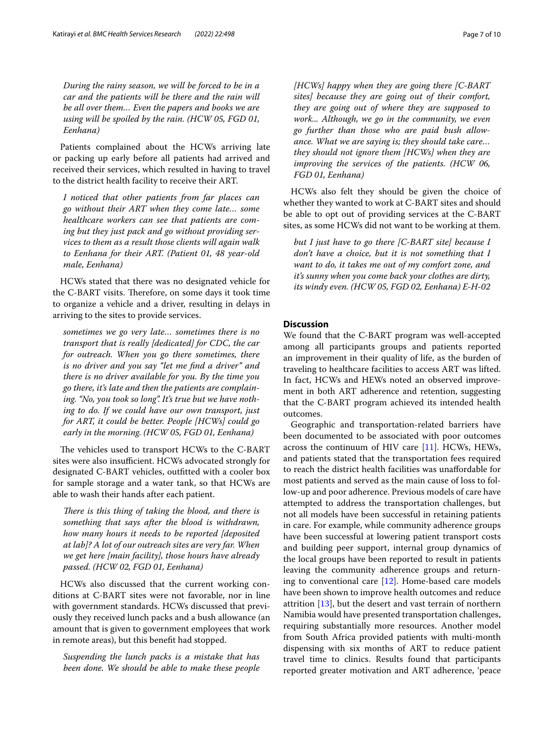*During the rainy season, we will be forced to be in a car and the patients will be there and the rain will be all over them… Even the papers and books we are using will be spoiled by the rain. (HCW 05, FGD 01, Eenhana)*

Patients complained about the HCWs arriving late or packing up early before all patients had arrived and received their services, which resulted in having to travel to the district health facility to receive their ART.

*I noticed that other patients from far places can go without their ART when they come late… some healthcare workers can see that patients are coming but they just pack and go without providing services to them as a result those clients will again walk to Eenhana for their ART. (Patient 01, 48 year-old male, Eenhana)*

HCWs stated that there was no designated vehicle for the C-BART visits. Therefore, on some days it took time to organize a vehicle and a driver, resulting in delays in arriving to the sites to provide services.

*sometimes we go very late… sometimes there is no transport that is really [dedicated] for CDC, the car for outreach. When you go there sometimes, there is no driver and you say "let me find a driver" and there is no driver available for you. By the time you go there, it's late and then the patients are complaining. "No, you took so long". It's true but we have nothing to do. If we could have our own transport, just for ART, it could be better. People [HCWs] could go early in the morning. (HCW 05, FGD 01, Eenhana)*

The vehicles used to transport HCWs to the C-BART sites were also insufficient. HCWs advocated strongly for designated C-BART vehicles, outfitted with a cooler box for sample storage and a water tank, so that HCWs are able to wash their hands after each patient.

*There is this thing of taking the blood, and there is something that says after the blood is withdrawn, how many hours it needs to be reported [deposited at lab]? A lot of our outreach sites are very far. When we get here [main facility], those hours have already passed. (HCW 02, FGD 01, Eenhana)*

HCWs also discussed that the current working conditions at C-BART sites were not favorable, nor in line with government standards. HCWs discussed that previously they received lunch packs and a bush allowance (an amount that is given to government employees that work in remote areas), but this benefit had stopped.

*Suspending the lunch packs is a mistake that has been done. We should be able to make these people [HCWs] happy when they are going there [C-BART sites] because they are going out of their comfort, they are going out of where they are supposed to work... Although, we go in the community, we even go further than those who are paid bush allowance. What we are saying is; they should take care… they should not ignore them [HCWs] when they are improving the services of the patients. (HCW 06, FGD 01, Eenhana)*

HCWs also felt they should be given the choice of whether they wanted to work at C-BART sites and should be able to opt out of providing services at the C-BART sites, as some HCWs did not want to be working at them.

*but I just have to go there [C-BART site] because I don't have a choice, but it is not something that I want to do, it takes me out of my comfort zone, and it's sunny when you come back your clothes are dirty, its windy even. (HCW 05, FGD 02, Eenhana) E-H-02*

## Discussion

We found that the C-BART program was well-accepted among all participants groups and patients reported an improvement in their quality of life, as the burden of traveling to healthcare facilities to access ART was lifted. In fact, HCWs and HEWs noted an observed improvement in both ART adherence and retention, suggesting that the C-BART program achieved its intended health outcomes.

Geographic and transportation-related barriers have been documented to be associated with poor outcomes across the continuum of HIV care [11]. HCWs, HEWs, and patients stated that the transportation fees required to reach the district health facilities was unaffordable for most patients and served as the main cause of loss to follow-up and poor adherence. Previous models of care have attempted to address the transportation challenges, but not all models have been successful in retaining patients in care. For example, while community adherence groups have been successful at lowering patient transport costs and building peer support, internal group dynamics of the local groups have been reported to result in patients leaving the community adherence groups and returning to conventional care [12]. Home-based care models have been shown to improve health outcomes and reduce attrition [13], but the desert and vast terrain of northern Namibia would have presented transportation challenges, requiring substantially more resources. Another model from South Africa provided patients with multi-month dispensing with six months of ART to reduce patient travel time to clinics. Results found that participants reported greater motivation and ART adherence, 'peace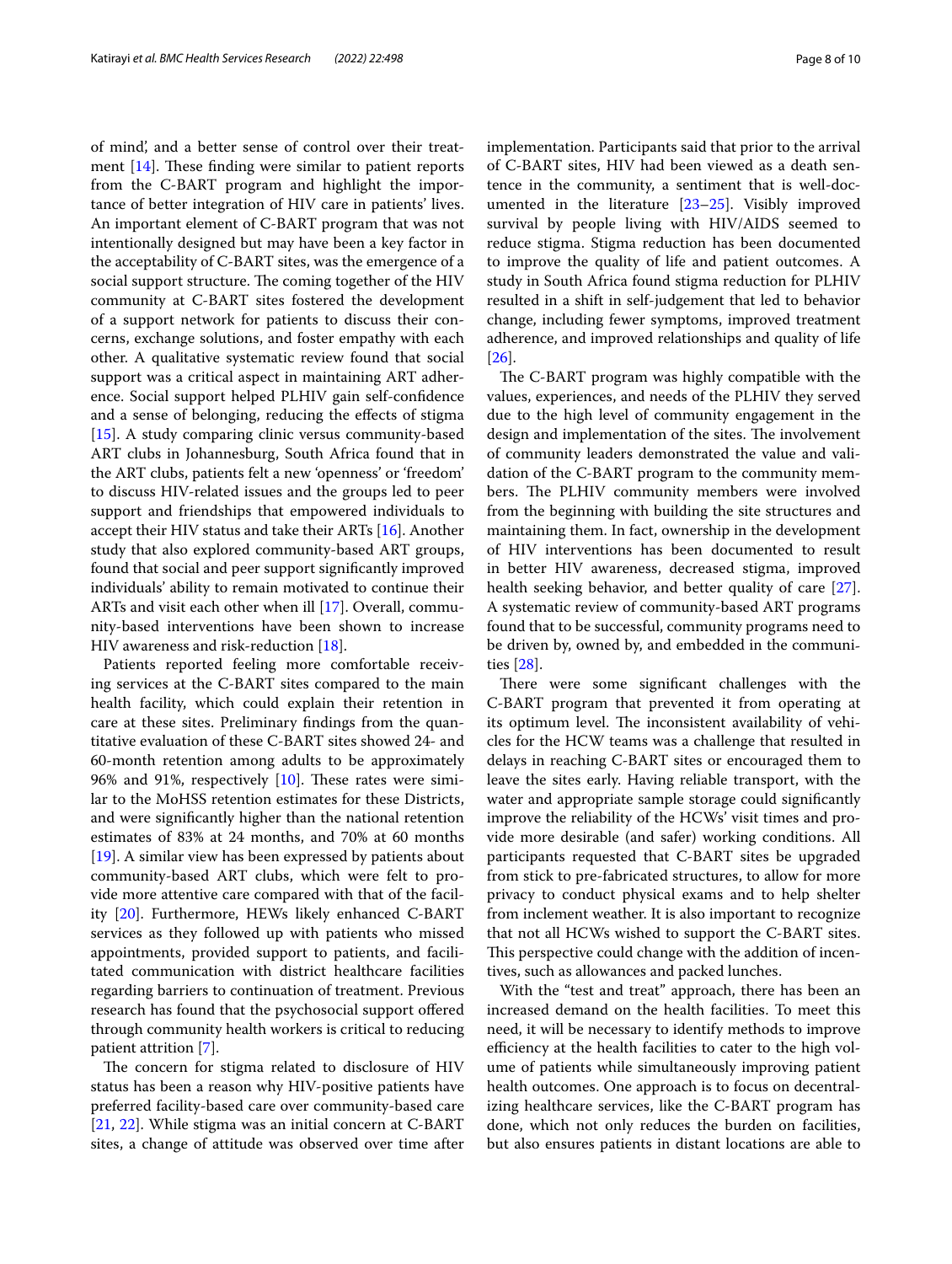of mind', and a better sense of control over their treatment [14]. These finding were similar to patient reports from the C-BART program and highlight the importance of better integration of HIV care in patients' lives. An important element of C-BART program that was not intentionally designed but may have been a key factor in the acceptability of C-BART sites, was the emergence of a social support structure. The coming together of the HIV community at C-BART sites fostered the development of a support network for patients to discuss their concerns, exchange solutions, and foster empathy with each other. A qualitative systematic review found that social support was a critical aspect in maintaining ART adherence. Social support helped PLHIV gain self-confidence and a sense of belonging, reducing the effects of stigma [15]. A study comparing clinic versus community-based ART clubs in Johannesburg, South Africa found that in the ART clubs, patients felt a new 'openness' or 'freedom' to discuss HIV-related issues and the groups led to peer support and friendships that empowered individuals to accept their HIV status and take their ARTs [16]. Another study that also explored community-based ART groups, found that social and peer support significantly improved individuals' ability to remain motivated to continue their ARTs and visit each other when ill [17]. Overall, community-based interventions have been shown to increase HIV awareness and risk-reduction [18].

Patients reported feeling more comfortable receiving services at the C-BART sites compared to the main health facility, which could explain their retention in care at these sites. Preliminary findings from the quantitative evaluation of these C-BART sites showed 24- and 60-month retention among adults to be approximately 96% and 91%, respectively [10]. These rates were similar to the MoHSS retention estimates for these Districts, and were significantly higher than the national retention estimates of 83% at 24 months, and 70% at 60 months [19]. A similar view has been expressed by patients about community-based ART clubs, which were felt to provide more attentive care compared with that of the facility [20]. Furthermore, HEWs likely enhanced C-BART services as they followed up with patients who missed appointments, provided support to patients, and facilitated communication with district healthcare facilities regarding barriers to continuation of treatment. Previous research has found that the psychosocial support offered through community health workers is critical to reducing patient attrition [7].

The concern for stigma related to disclosure of HIV status has been a reason why HIV-positive patients have preferred facility-based care over community-based care [21, 22]. While stigma was an initial concern at C-BART sites, a change of attitude was observed over time after implementation. Participants said that prior to the arrival of C-BART sites, HIV had been viewed as a death sentence in the community, a sentiment that is well-documented in the literature [23–25]. Visibly improved survival by people living with HIV/AIDS seemed to reduce stigma. Stigma reduction has been documented to improve the quality of life and patient outcomes. A study in South Africa found stigma reduction for PLHIV resulted in a shift in self-judgement that led to behavior change, including fewer symptoms, improved treatment adherence, and improved relationships and quality of life [26].

The C-BART program was highly compatible with the values, experiences, and needs of the PLHIV they served due to the high level of community engagement in the design and implementation of the sites. The involvement of community leaders demonstrated the value and validation of the C-BART program to the community members. The PLHIV community members were involved from the beginning with building the site structures and maintaining them. In fact, ownership in the development of HIV interventions has been documented to result in better HIV awareness, decreased stigma, improved health seeking behavior, and better quality of care [27]. A systematic review of community-based ART programs found that to be successful, community programs need to be driven by, owned by, and embedded in the communities [28].

There were some significant challenges with the C-BART program that prevented it from operating at its optimum level. The inconsistent availability of vehicles for the HCW teams was a challenge that resulted in delays in reaching C-BART sites or encouraged them to leave the sites early. Having reliable transport, with the water and appropriate sample storage could significantly improve the reliability of the HCWs' visit times and provide more desirable (and safer) working conditions. All participants requested that C-BART sites be upgraded from stick to pre-fabricated structures, to allow for more privacy to conduct physical exams and to help shelter from inclement weather. It is also important to recognize that not all HCWs wished to support the C-BART sites. This perspective could change with the addition of incentives, such as allowances and packed lunches.

With the "test and treat" approach, there has been an increased demand on the health facilities. To meet this need, it will be necessary to identify methods to improve efficiency at the health facilities to cater to the high volume of patients while simultaneously improving patient health outcomes. One approach is to focus on decentralizing healthcare services, like the C-BART program has done, which not only reduces the burden on facilities, but also ensures patients in distant locations are able to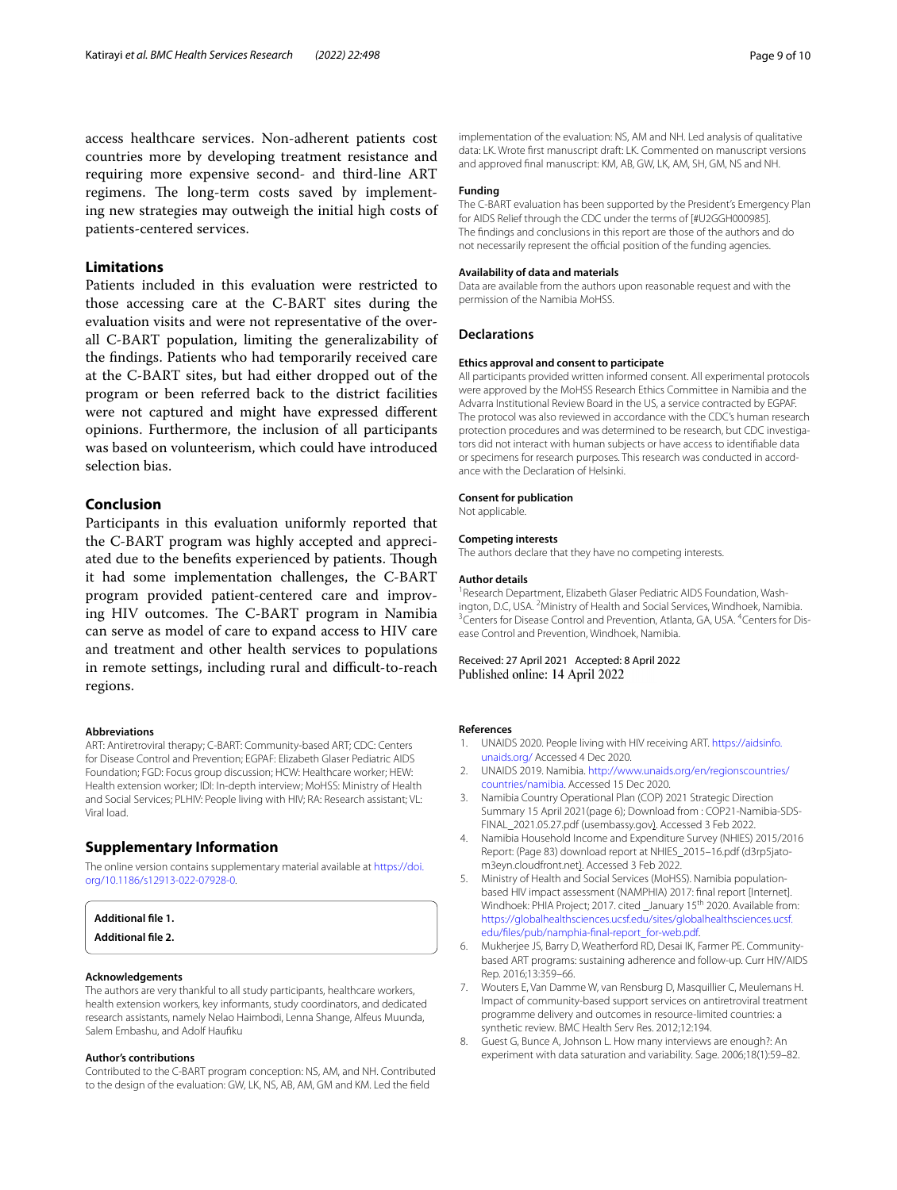access healthcare services. Non-adherent patients cost countries more by developing treatment resistance and requiring more expensive second- and third-line ART regimens. The long-term costs saved by implementing new strategies may outweigh the initial high costs of patients-centered services.

## Limitations

Patients included in this evaluation were restricted to those accessing care at the C-BART sites during the evaluation visits and were not representative of the overall C-BART population, limiting the generalizability of the findings. Patients who had temporarily received care at the C-BART sites, but had either dropped out of the program or been referred back to the district facilities were not captured and might have expressed different opinions. Furthermore, the inclusion of all participants was based on volunteerism, which could have introduced selection bias.

## Conclusion

Participants in this evaluation uniformly reported that the C-BART program was highly accepted and appreciated due to the benefits experienced by patients. Though it had some implementation challenges, the C-BART program provided patient-centered care and improving HIV outcomes. The C-BART program in Namibia can serve as model of care to expand access to HIV care and treatment and other health services to populations in remote settings, including rural and difficult-to-reach regions.

#### Abbreviations

ART: Antiretroviral therapy; C-BART: Community-based ART; CDC: Centers for Disease Control and Prevention; EGPAF: Elizabeth Glaser Pediatric AIDS Foundation; FGD: Focus group discussion; HCW: Healthcare worker; HEW: Health extension worker; IDI: In-depth interview; MoHSS: Ministry of Health and Social Services; PLHIV: People living with HIV; RA: Research assistant; VL: Viral load.

## Supplementary Information

The online version contains supplementary material available at https://doi.org/10.1186/s12913-022-07928-0.

**Additional file 1.**

**Additional file 2.**

#### Acknowledgements

The authors are very thankful to all study participants, healthcare workers, health extension workers, key informants, study coordinators, and dedicated research assistants, namely Nelao Haimbodi, Lenna Shange, Alfeus Muunda, Salem Embashu, and Adolf Haufiku

#### Author's contributions

Contributed to the C-BART program conception: NS, AM, and NH. Contributed to the design of the evaluation: GW, LK, NS, AB, AM, GM and KM. Led the field implementation of the evaluation: NS, AM and NH. Led analysis of qualitative data: LK. Wrote first manuscript draft: LK. Commented on manuscript versions and approved final manuscript: KM, AB, GW, LK, AM, SH, GM, NS and NH.

#### Funding

The C-BART evaluation has been supported by the President's Emergency Plan for AIDS Relief through the CDC under the terms of [#U2GGH000985]. The findings and conclusions in this report are those of the authors and do not necessarily represent the official position of the funding agencies.

#### Availability of data and materials

Data are available from the authors upon reasonable request and with the permission of the Namibia MoHSS.

## Declarations

#### Ethics approval and consent to participate

All participants provided written informed consent. All experimental protocols were approved by the MoHSS Research Ethics Committee in Namibia and the Advarra Institutional Review Board in the US, a service contracted by EGPAF. The protocol was also reviewed in accordance with the CDC's human research protection procedures and was determined to be research, but CDC investigators did not interact with human subjects or have access to identifiable data or specimens for research purposes. This research was conducted in accordance with the Declaration of Helsinki.

#### Consent for publication

Not applicable.

#### Competing interests

The authors declare that they have no competing interests.

#### Author details

[1]Research Department, Elizabeth Glaser Pediatric AIDS Foundation, Washington, D.C, USA. [2]Ministry of Health and Social Services, Windhoek, Namibia. [3]Centers for Disease Control and Prevention, Atlanta, GA, USA. [4]Centers for Disease Control and Prevention, Windhoek, Namibia.

Received: 27 April 2021 Accepted: 8 April 2022
Published online: 14 April 2022

#### References

1. UNAIDS 2020. People living with HIV receiving ART. https://aidsinfo.unaids.org/ Accessed 4 Dec 2020.
2. UNAIDS 2019. Namibia. http://www.unaids.org/en/regionscountries/countries/namibia. Accessed 15 Dec 2020.
3. Namibia Country Operational Plan (COP) 2021 Strategic Direction Summary 15 April 2021(page 6); Download from : COP21-Namibia-SDS-FINAL_2021.05.27.pdf (usembassy.gov). Accessed 3 Feb 2022.
4. Namibia Household Income and Expenditure Survey (NHIES) 2015/2016 Report: (Page 83) download report at NHIES_2015–16.pdf (d3rp5jatom3eyn.cloudfront.net). Accessed 3 Feb 2022.
5. Ministry of Health and Social Services (MoHSS). Namibia population-based HIV impact assessment (NAMPHIA) 2017: final report [Internet]. Windhoek: PHIA Project; 2017. cited _January 15th 2020. Available from: https://globalhealthsciences.ucsf.edu/sites/globalhealthsciences.ucsf.edu/files/pub/namphia-final-report_for-web.pdf.
6. Mukherjee JS, Barry D, Weatherford RD, Desai IK, Farmer PE. Community-based ART programs: sustaining adherence and follow-up. Curr HIV/AIDS Rep. 2016;13:359–66.
7. Wouters E, Van Damme W, van Rensburg D, Masquillier C, Meulemans H. Impact of community-based support services on antiretroviral treatment programme delivery and outcomes in resource-limited countries: a synthetic review. BMC Health Serv Res. 2012;12:194.
8. Guest G, Bunce A, Johnson L. How many interviews are enough?: An experiment with data saturation and variability. Sage. 2006;18(1):59–82.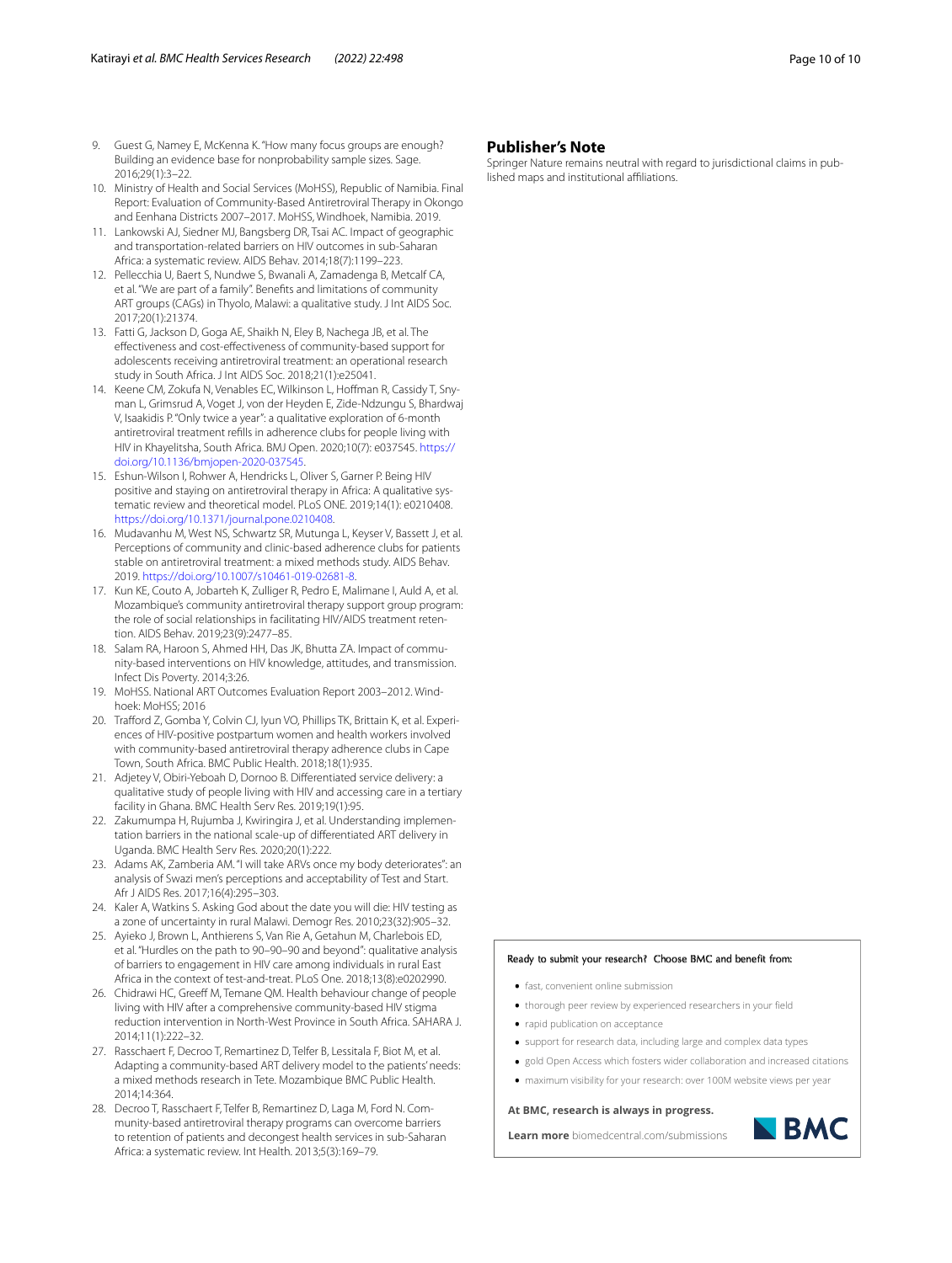9. Guest G, Namey E, McKenna K. "How many focus groups are enough? Building an evidence base for nonprobability sample sizes. Sage. 2016;29(1):3–22.
10. Ministry of Health and Social Services (MoHSS), Republic of Namibia. Final Report: Evaluation of Community-Based Antiretroviral Therapy in Okongo and Eenhana Districts 2007–2017. MoHSS, Windhoek, Namibia. 2019.
11. Lankowski AJ, Siedner MJ, Bangsberg DR, Tsai AC. Impact of geographic and transportation-related barriers on HIV outcomes in sub-Saharan Africa: a systematic review. AIDS Behav. 2014;18(7):1199–223.
12. Pellecchia U, Baert S, Nundwe S, Bwanali A, Zamadenga B, Metcalf CA, et al. "We are part of a family". Benefits and limitations of community ART groups (CAGs) in Thyolo, Malawi: a qualitative study. J Int AIDS Soc. 2017;20(1):21374.
13. Fatti G, Jackson D, Goga AE, Shaikh N, Eley B, Nachega JB, et al. The effectiveness and cost-effectiveness of community-based support for adolescents receiving antiretroviral treatment: an operational research study in South Africa. J Int AIDS Soc. 2018;21(1):e25041.
14. Keene CM, Zokufa N, Venables EC, Wilkinson L, Hoffman R, Cassidy T, Snyman L, Grimsrud A, Voget J, von der Heyden E, Zide-Ndzungu S, Bhardwaj V, Isaakidis P. "Only twice a year": a qualitative exploration of 6-month antiretroviral treatment refills in adherence clubs for people living with HIV in Khayelitsha, South Africa. BMJ Open. 2020;10(7): e037545. https://doi.org/10.1136/bmjopen-2020-037545.
15. Eshun-Wilson I, Rohwer A, Hendricks L, Oliver S, Garner P. Being HIV positive and staying on antiretroviral therapy in Africa: A qualitative systematic review and theoretical model. PLoS ONE. 2019;14(1): e0210408. https://doi.org/10.1371/journal.pone.0210408.
16. Mudavanhu M, West NS, Schwartz SR, Mutunga L, Keyser V, Bassett J, et al. Perceptions of community and clinic-based adherence clubs for patients stable on antiretroviral treatment: a mixed methods study. AIDS Behav. 2019. https://doi.org/10.1007/s10461-019-02681-8.
17. Kun KE, Couto A, Jobarteh K, Zulliger R, Pedro E, Malimane I, Auld A, et al. Mozambique's community antiretroviral therapy support group program: the role of social relationships in facilitating HIV/AIDS treatment retention. AIDS Behav. 2019;23(9):2477–85.
18. Salam RA, Haroon S, Ahmed HH, Das JK, Bhutta ZA. Impact of community-based interventions on HIV knowledge, attitudes, and transmission. Infect Dis Poverty. 2014;3:26.
19. MoHSS. National ART Outcomes Evaluation Report 2003–2012. Windhoek: MoHSS; 2016
20. Trafford Z, Gomba Y, Colvin CJ, Iyun VO, Phillips TK, Brittain K, et al. Experiences of HIV-positive postpartum women and health workers involved with community-based antiretroviral therapy adherence clubs in Cape Town, South Africa. BMC Public Health. 2018;18(1):935.
21. Adjetey V, Obiri-Yeboah D, Dornoo B. Differentiated service delivery: a qualitative study of people living with HIV and accessing care in a tertiary facility in Ghana. BMC Health Serv Res. 2019;19(1):95.
22. Zakumumpa H, Rujumba J, Kwiringira J, et al. Understanding implementation barriers in the national scale-up of differentiated ART delivery in Uganda. BMC Health Serv Res. 2020;20(1):222.
23. Adams AK, Zamberia AM. "I will take ARVs once my body deteriorates": an analysis of Swazi men's perceptions and acceptability of Test and Start. Afr J AIDS Res. 2017;16(4):295–303.
24. Kaler A, Watkins S. Asking God about the date you will die: HIV testing as a zone of uncertainty in rural Malawi. Demogr Res. 2010;23(32):905–32.
25. Ayieko J, Brown L, Anthierens S, Van Rie A, Getahun M, Charlebois ED, et al. "Hurdles on the path to 90–90–90 and beyond": qualitative analysis of barriers to engagement in HIV care among individuals in rural East Africa in the context of test-and-treat. PLoS One. 2018;13(8):e0202990.
26. Chidrawi HC, Greeff M, Temane QM. Health behaviour change of people living with HIV after a comprehensive community-based HIV stigma reduction intervention in North-West Province in South Africa. SAHARA J. 2014;11(1):222–32.
27. Rasschaert F, Decroo T, Remartinez D, Telfer B, Lessitala F, Biot M, et al. Adapting a community-based ART delivery model to the patients' needs: a mixed methods research in Tete. Mozambique BMC Public Health. 2014;14:364.
28. Decroo T, Rasschaert F, Telfer B, Remartinez D, Laga M, Ford N. Community-based antiretroviral therapy programs can overcome barriers to retention of patients and decongest health services in sub-Saharan Africa: a systematic review. Int Health. 2013;5(3):169–79.

## Publisher's Note

Springer Nature remains neutral with regard to jurisdictional claims in published maps and institutional affiliations.

Ready to submit your research? Choose BMC and benefit from:

- fast, convenient online submission
- thorough peer review by experienced researchers in your field
- rapid publication on acceptance
- support for research data, including large and complex data types
- gold Open Access which fosters wider collaboration and increased citations
- maximum visibility for your research: over 100M website views per year

**At BMC, research is always in progress.**

**Learn more** biomedcentral.com/submissions

BMC